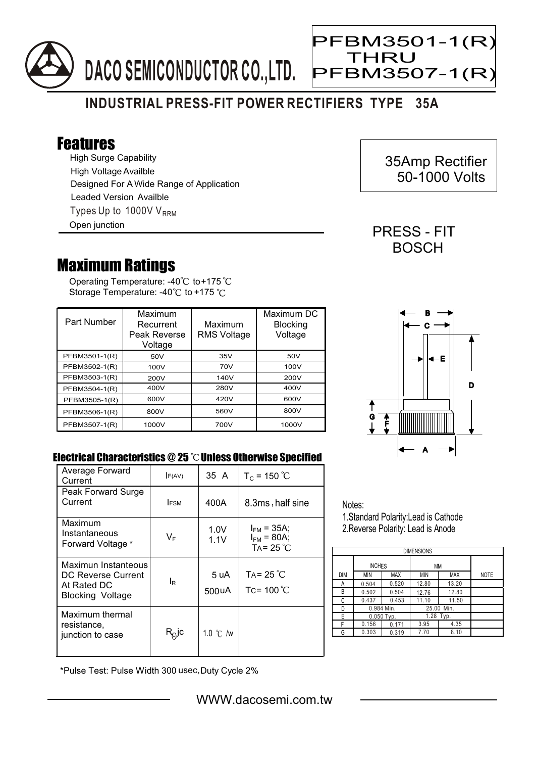# DACO SEMICONDUCTOR CO.,LTD.

**PFBM3501-1(R) THRU PFBM3507-1(R)**

## INDUSTRIAL PRESS-FIT POWER RECTIFIERS TYPE 35A

## Features

- High Surge Capability
- High Voltage Availble
- Designed For A Wide Range of Application
- Leaded Version Availble
- Types Up to 1000V $V_{RRM}$
- Open junction

35Amp Rectifier
50-1000 Volts

PRESS - FIT
BOSCH

## Maximum Ratings

Operating Temperature: -40℃ to+175 ℃
Storage Temperature: -40℃ to +175 ℃

| Part Number | Maximum Recurrent Peak Reverse Voltage | Maximum RMS Voltage | Maximum DC Blocking Voltage |
|---|---|---|---|
| PFBM3501-1(R) | 50V | 35V | 50V |
| PFBM3502-1(R) | 100V | 70V | 100V |
| PFBM3503-1(R) | 200V | 140V | 200V |
| PFBM3504-1(R) | 400V | 280V | 400V |
| PFBM3505-1(R) | 600V | 420V | 600V |
| PFBM3506-1(R) | 800V | 560V | 800V |
| PFBM3507-1(R) | 1000V | 700V | 1000V |

### Electrical Characteristics @ 25 ℃ Unless Otherwise Specified

| | | | |
|---|---|---|---|
| Average Forward Current | $I_{F(AV)}$ | 35 A | $T_C$ = 150 ℃ |
| Peak Forward Surge Current | $I_{FSM}$ | 400A | 8.3ms , half sine |
| Maximum Instantaneous Forward Voltage * | $V_F$ | 1.0V<br>1.1V | $I_{FM}$ = 35A;<br>$I_{FM}$ = 80A;<br>TA= 25 ℃ |
| Maximun Instanteous DC Reverse Current At Rated DC Blocking Voltage | $I_R$ | 5 uA<br>500uA | TA= 25 ℃<br>TC= 100 ℃ |
| Maximum thermal resistance, junction to case | $R_{\theta}jc$ | 1.0 ℃ /w | |

\*Pulse Test: Pulse Width 300 usec,Duty Cycle 2%

Notes:
1.Standard Polarity:Lead is Cathode
2.Reverse Polarity: Lead is Anode

| DIMENSIONS | | | | | |
|---|---|---|---|---|---|
| | INCHES | | MM | | |
| DIM | MIN | MAX | MIN | MAX | NOTE |
| A | 0.504 | 0.520 | 12.80 | 13.20 | |
| B | 0.502 | 0.504 | 12.76 | 12.80 | |
| C | 0.437 | 0.453 | 11.10 | 11.50 | |
| D | 0.984 Min. | | 25.00 Min. | | |
| E | 0.050 Typ. | | 1.28 Typ. | | |
| F | 0.156 | 0.171 | 3.95 | 4.35 | |
| G | 0.303 | 0.319 | 7.70 | 8.10 | |

WWW.dacosemi.com.tw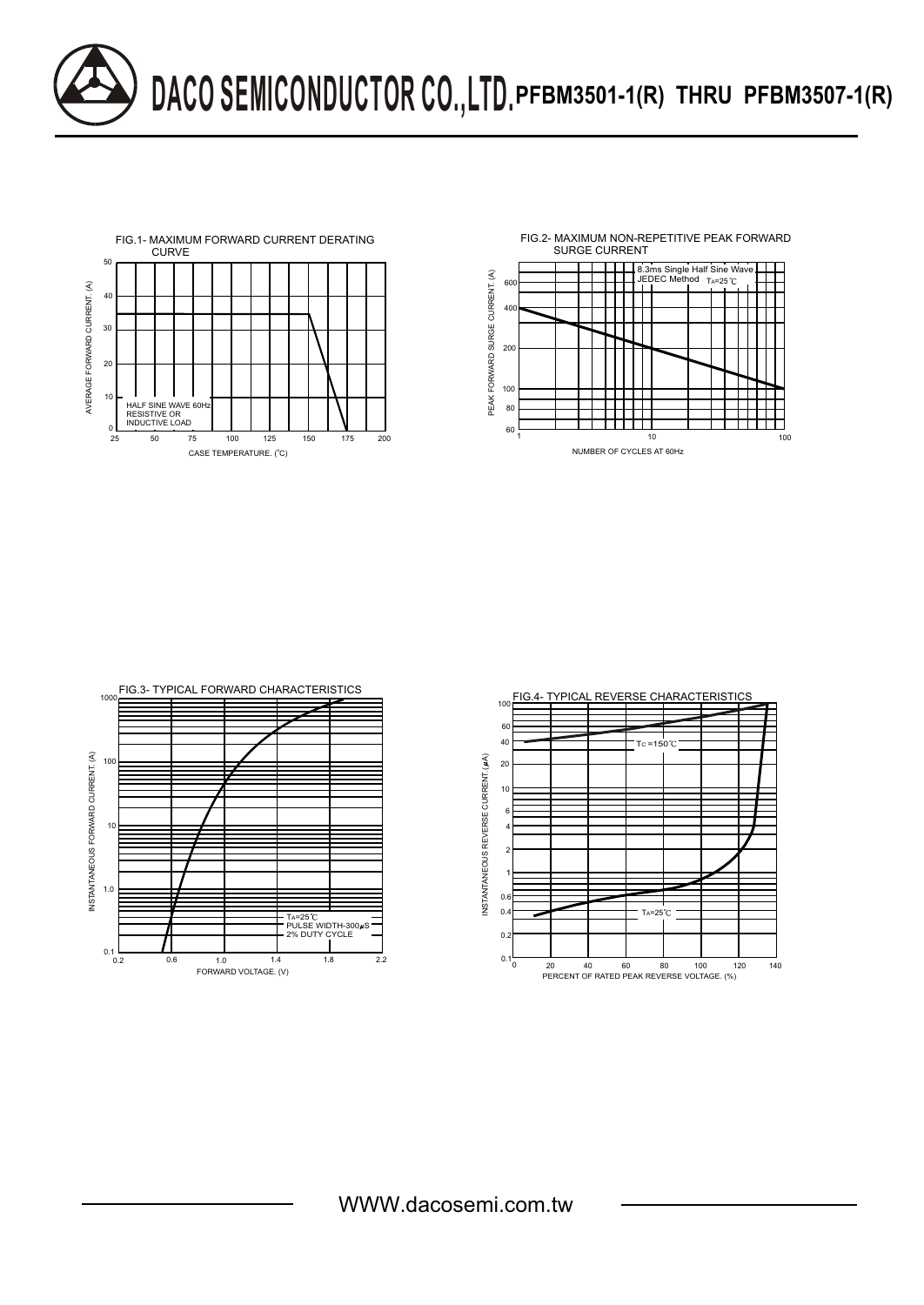FIG.1- MAXIMUM FORWARD CURRENT DERATING CURVE

AVERAGE FORWARD CURRENT. (A)

50
40
30
20
10
0

25 50 75 100 125 150 175 200

CASE TEMPERATURE. (°C)

HALF SINE WAVE 60Hz
RESISTIVE OR
INDUCTIVE LOAD

FIG.2- MAXIMUM NON-REPETITIVE PEAK FORWARD SURGE CURRENT

PEAK FORWARD SURGE CURRENT. (A)

600
400
200
100
80
60

1 10 100

NUMBER OF CYCLES AT 60Hz

8.3ms Single Half Sine Wave
JEDEC Method $T_A$=25℃

FIG.3- TYPICAL FORWARD CHARACTERISTICS

INSTANTANEOUS FORWARD CURRENT. (A)

1000
100
10
1.0
0.1

0.2 0.6 1.0 1.4 1.8 2.2

FORWARD VOLTAGE. (V)

$T_A$=25℃
PULSE WIDTH-300μS
2% DUTY CYCLE

FIG.4- TYPICAL REVERSE CHARACTERISTICS

INSTANTANEOUS REVERSE CURRENT.(μA)

100
60
40
20
10
6
4
2
1
0.6
0.4
0.2
0.1

0 20 40 60 80 100 120 140

PERCENT OF RATED PEAK REVERSE VOLTAGE. (%)

$T_C$ =150℃

$T_A$=25℃